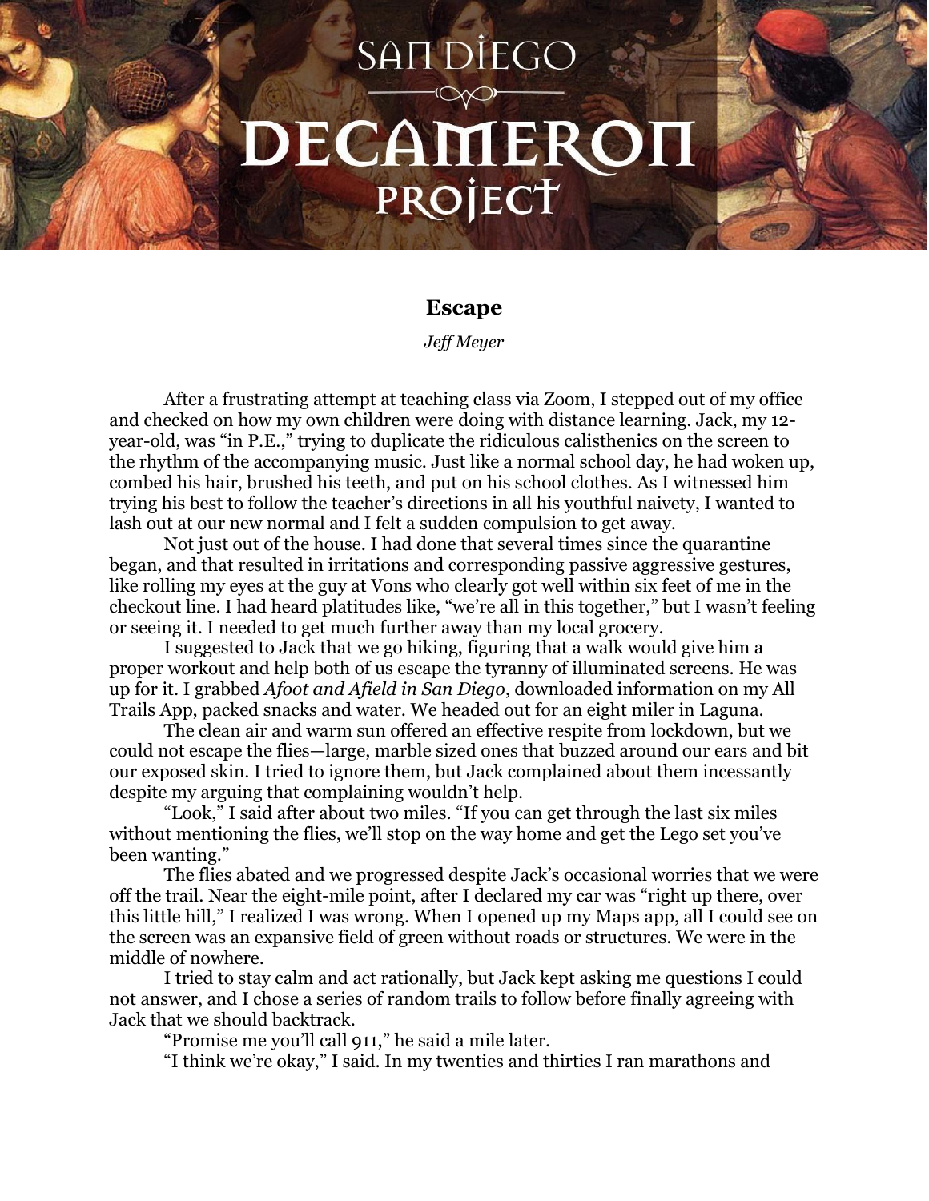# San Diego Decameron Project

## Escape

*Jeff Meyer*

After a frustrating attempt at teaching class via Zoom, I stepped out of my office and checked on how my own children were doing with distance learning. Jack, my 12-year-old, was "in P.E.," trying to duplicate the ridiculous calisthenics on the screen to the rhythm of the accompanying music. Just like a normal school day, he had woken up, combed his hair, brushed his teeth, and put on his school clothes. As I witnessed him trying his best to follow the teacher's directions in all his youthful naivety, I wanted to lash out at our new normal and I felt a sudden compulsion to get away.

Not just out of the house. I had done that several times since the quarantine began, and that resulted in irritations and corresponding passive aggressive gestures, like rolling my eyes at the guy at Vons who clearly got well within six feet of me in the checkout line. I had heard platitudes like, "we're all in this together," but I wasn't feeling or seeing it. I needed to get much further away than my local grocery.

I suggested to Jack that we go hiking, figuring that a walk would give him a proper workout and help both of us escape the tyranny of illuminated screens. He was up for it. I grabbed *Afoot and Afield in San Diego*, downloaded information on my All Trails App, packed snacks and water. We headed out for an eight miler in Laguna.

The clean air and warm sun offered an effective respite from lockdown, but we could not escape the flies—large, marble sized ones that buzzed around our ears and bit our exposed skin. I tried to ignore them, but Jack complained about them incessantly despite my arguing that complaining wouldn't help.

"Look," I said after about two miles. "If you can get through the last six miles without mentioning the flies, we'll stop on the way home and get the Lego set you've been wanting."

The flies abated and we progressed despite Jack's occasional worries that we were off the trail. Near the eight-mile point, after I declared my car was "right up there, over this little hill," I realized I was wrong. When I opened up my Maps app, all I could see on the screen was an expansive field of green without roads or structures. We were in the middle of nowhere.

I tried to stay calm and act rationally, but Jack kept asking me questions I could not answer, and I chose a series of random trails to follow before finally agreeing with Jack that we should backtrack.

"Promise me you'll call 911," he said a mile later.

"I think we're okay," I said. In my twenties and thirties I ran marathons and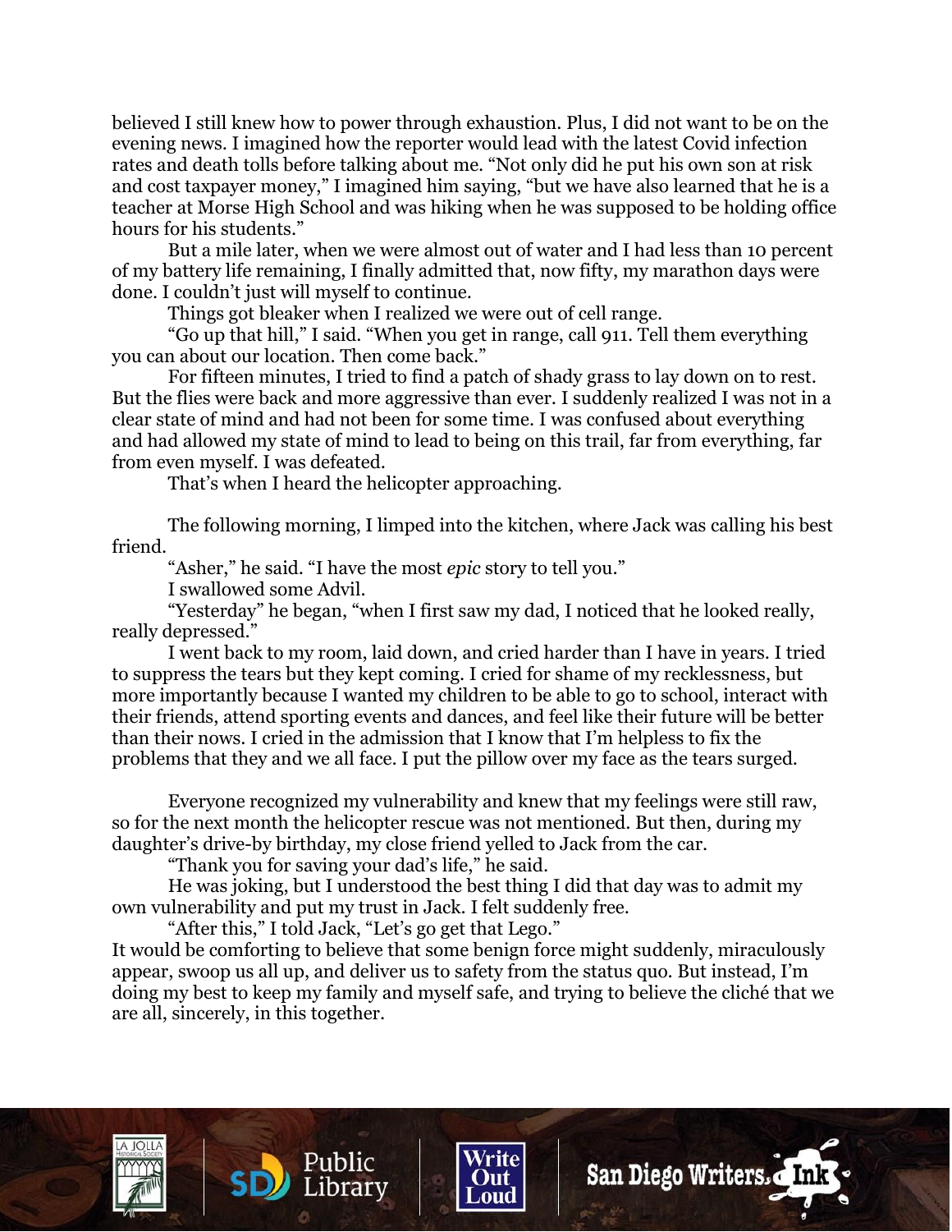believed I still knew how to power through exhaustion. Plus, I did not want to be on the evening news. I imagined how the reporter would lead with the latest Covid infection rates and death tolls before talking about me. "Not only did he put his own son at risk and cost taxpayer money," I imagined him saying, "but we have also learned that he is a teacher at Morse High School and was hiking when he was supposed to be holding office hours for his students."

But a mile later, when we were almost out of water and I had less than 10 percent of my battery life remaining, I finally admitted that, now fifty, my marathon days were done. I couldn't just will myself to continue.

Things got bleaker when I realized we were out of cell range.

"Go up that hill," I said. "When you get in range, call 911. Tell them everything you can about our location. Then come back."

For fifteen minutes, I tried to find a patch of shady grass to lay down on to rest. But the flies were back and more aggressive than ever. I suddenly realized I was not in a clear state of mind and had not been for some time. I was confused about everything and had allowed my state of mind to lead to being on this trail, far from everything, far from even myself. I was defeated.

That's when I heard the helicopter approaching.

The following morning, I limped into the kitchen, where Jack was calling his best friend.

"Asher," he said. "I have the most *epic* story to tell you."

I swallowed some Advil.

"Yesterday" he began, "when I first saw my dad, I noticed that he looked really, really depressed."

I went back to my room, laid down, and cried harder than I have in years. I tried to suppress the tears but they kept coming. I cried for shame of my recklessness, but more importantly because I wanted my children to be able to go to school, interact with their friends, attend sporting events and dances, and feel like their future will be better than their nows. I cried in the admission that I know that I'm helpless to fix the problems that they and we all face. I put the pillow over my face as the tears surged.

Everyone recognized my vulnerability and knew that my feelings were still raw, so for the next month the helicopter rescue was not mentioned. But then, during my daughter's drive-by birthday, my close friend yelled to Jack from the car.

"Thank you for saving your dad's life," he said.

He was joking, but I understood the best thing I did that day was to admit my own vulnerability and put my trust in Jack. I felt suddenly free.

"After this," I told Jack, "Let's go get that Lego."

It would be comforting to believe that some benign force might suddenly, miraculously appear, swoop us all up, and deliver us to safety from the status quo. But instead, I'm doing my best to keep my family and myself safe, and trying to believe the cliché that we are all, sincerely, in this together.